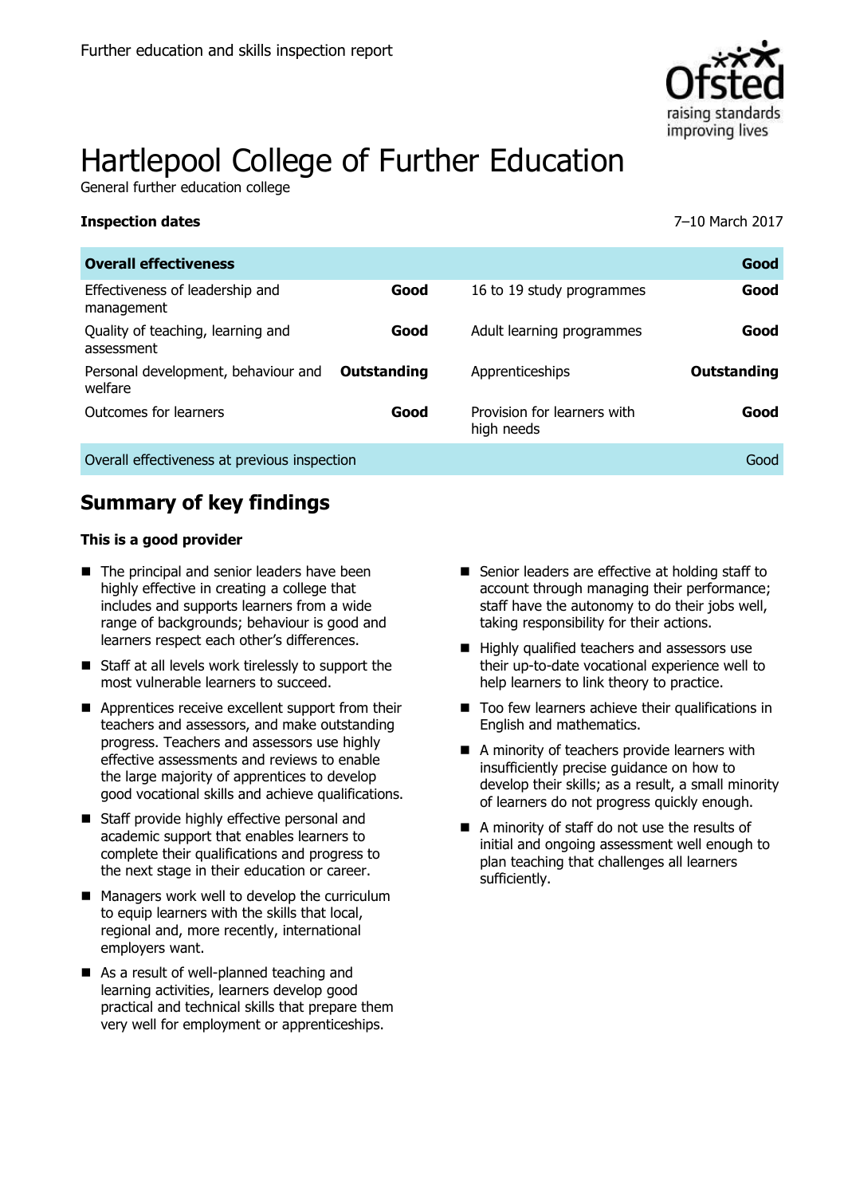Further education and skills inspection report

# Hartlepool College of Further Education

General further education college

**Inspection dates** 7–10 March 2017

| **Overall effectiveness** | | | **Good** |
|---|---|---|---|
| Effectiveness of leadership and management | **Good** | 16 to 19 study programmes | **Good** |
| Quality of teaching, learning and assessment | **Good** | Adult learning programmes | **Good** |
| Personal development, behaviour and welfare | **Outstanding** | Apprenticeships | **Outstanding** |
| Outcomes for learners | **Good** | Provision for learners with high needs | **Good** |
| Overall effectiveness at previous inspection | | | Good |

## Summary of key findings

### This is a good provider

- The principal and senior leaders have been highly effective in creating a college that includes and supports learners from a wide range of backgrounds; behaviour is good and learners respect each other's differences.
- Staff at all levels work tirelessly to support the most vulnerable learners to succeed.
- Apprentices receive excellent support from their teachers and assessors, and make outstanding progress. Teachers and assessors use highly effective assessments and reviews to enable the large majority of apprentices to develop good vocational skills and achieve qualifications.
- Staff provide highly effective personal and academic support that enables learners to complete their qualifications and progress to the next stage in their education or career.
- Managers work well to develop the curriculum to equip learners with the skills that local, regional and, more recently, international employers want.
- As a result of well-planned teaching and learning activities, learners develop good practical and technical skills that prepare them very well for employment or apprenticeships.
- Senior leaders are effective at holding staff to account through managing their performance; staff have the autonomy to do their jobs well, taking responsibility for their actions.
- Highly qualified teachers and assessors use their up-to-date vocational experience well to help learners to link theory to practice.
- Too few learners achieve their qualifications in English and mathematics.
- A minority of teachers provide learners with insufficiently precise guidance on how to develop their skills; as a result, a small minority of learners do not progress quickly enough.
- A minority of staff do not use the results of initial and ongoing assessment well enough to plan teaching that challenges all learners sufficiently.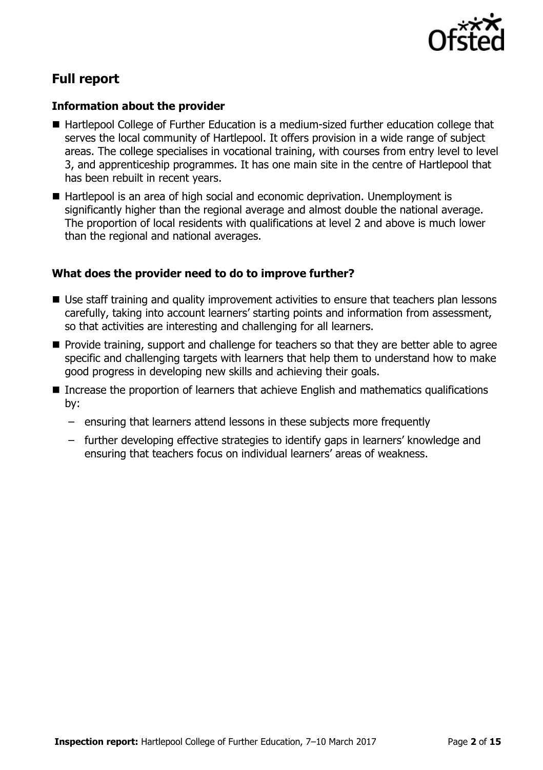## Full report

### Information about the provider

- Hartlepool College of Further Education is a medium-sized further education college that serves the local community of Hartlepool. It offers provision in a wide range of subject areas. The college specialises in vocational training, with courses from entry level to level 3, and apprenticeship programmes. It has one main site in the centre of Hartlepool that has been rebuilt in recent years.
- Hartlepool is an area of high social and economic deprivation. Unemployment is significantly higher than the regional average and almost double the national average. The proportion of local residents with qualifications at level 2 and above is much lower than the regional and national averages.

### What does the provider need to do to improve further?

- Use staff training and quality improvement activities to ensure that teachers plan lessons carefully, taking into account learners' starting points and information from assessment, so that activities are interesting and challenging for all learners.
- Provide training, support and challenge for teachers so that they are better able to agree specific and challenging targets with learners that help them to understand how to make good progress in developing new skills and achieving their goals.
- Increase the proportion of learners that achieve English and mathematics qualifications by:
  - ensuring that learners attend lessons in these subjects more frequently
  - further developing effective strategies to identify gaps in learners' knowledge and ensuring that teachers focus on individual learners' areas of weakness.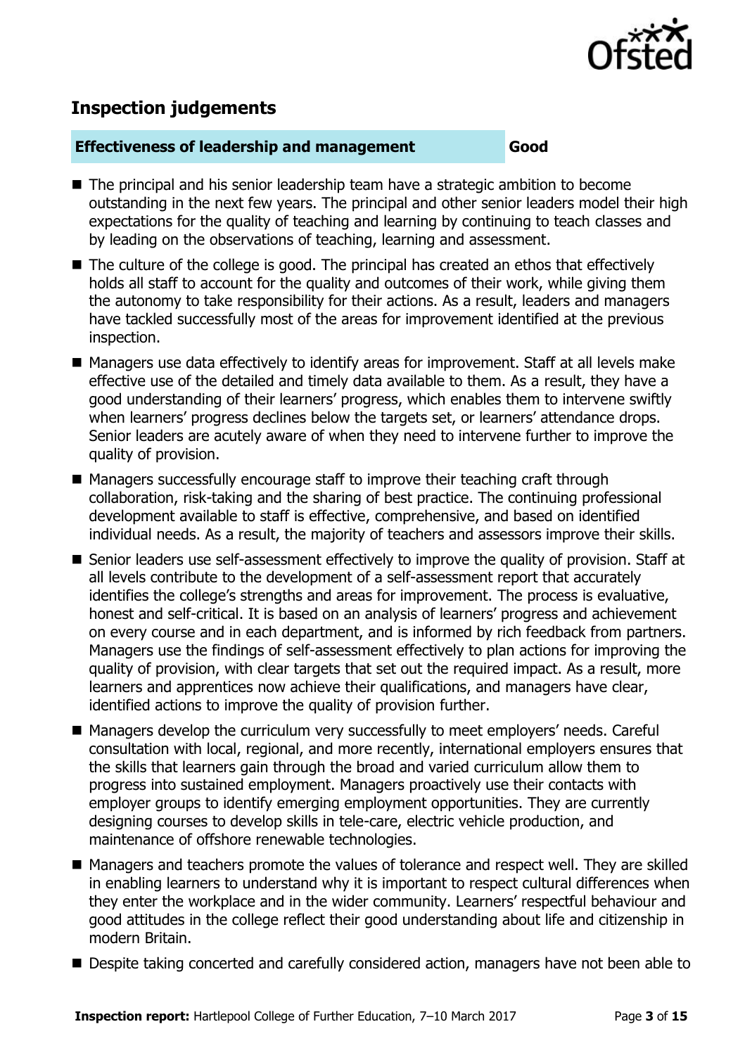## Inspection judgements

| Effectiveness of leadership and management | Good |
|---|---|

- The principal and his senior leadership team have a strategic ambition to become outstanding in the next few years. The principal and other senior leaders model their high expectations for the quality of teaching and learning by continuing to teach classes and by leading on the observations of teaching, learning and assessment.
- The culture of the college is good. The principal has created an ethos that effectively holds all staff to account for the quality and outcomes of their work, while giving them the autonomy to take responsibility for their actions. As a result, leaders and managers have tackled successfully most of the areas for improvement identified at the previous inspection.
- Managers use data effectively to identify areas for improvement. Staff at all levels make effective use of the detailed and timely data available to them. As a result, they have a good understanding of their learners' progress, which enables them to intervene swiftly when learners' progress declines below the targets set, or learners' attendance drops. Senior leaders are acutely aware of when they need to intervene further to improve the quality of provision.
- Managers successfully encourage staff to improve their teaching craft through collaboration, risk-taking and the sharing of best practice. The continuing professional development available to staff is effective, comprehensive, and based on identified individual needs. As a result, the majority of teachers and assessors improve their skills.
- Senior leaders use self-assessment effectively to improve the quality of provision. Staff at all levels contribute to the development of a self-assessment report that accurately identifies the college's strengths and areas for improvement. The process is evaluative, honest and self-critical. It is based on an analysis of learners' progress and achievement on every course and in each department, and is informed by rich feedback from partners. Managers use the findings of self-assessment effectively to plan actions for improving the quality of provision, with clear targets that set out the required impact. As a result, more learners and apprentices now achieve their qualifications, and managers have clear, identified actions to improve the quality of provision further.
- Managers develop the curriculum very successfully to meet employers' needs. Careful consultation with local, regional, and more recently, international employers ensures that the skills that learners gain through the broad and varied curriculum allow them to progress into sustained employment. Managers proactively use their contacts with employer groups to identify emerging employment opportunities. They are currently designing courses to develop skills in tele-care, electric vehicle production, and maintenance of offshore renewable technologies.
- Managers and teachers promote the values of tolerance and respect well. They are skilled in enabling learners to understand why it is important to respect cultural differences when they enter the workplace and in the wider community. Learners' respectful behaviour and good attitudes in the college reflect their good understanding about life and citizenship in modern Britain.
- Despite taking concerted and carefully considered action, managers have not been able to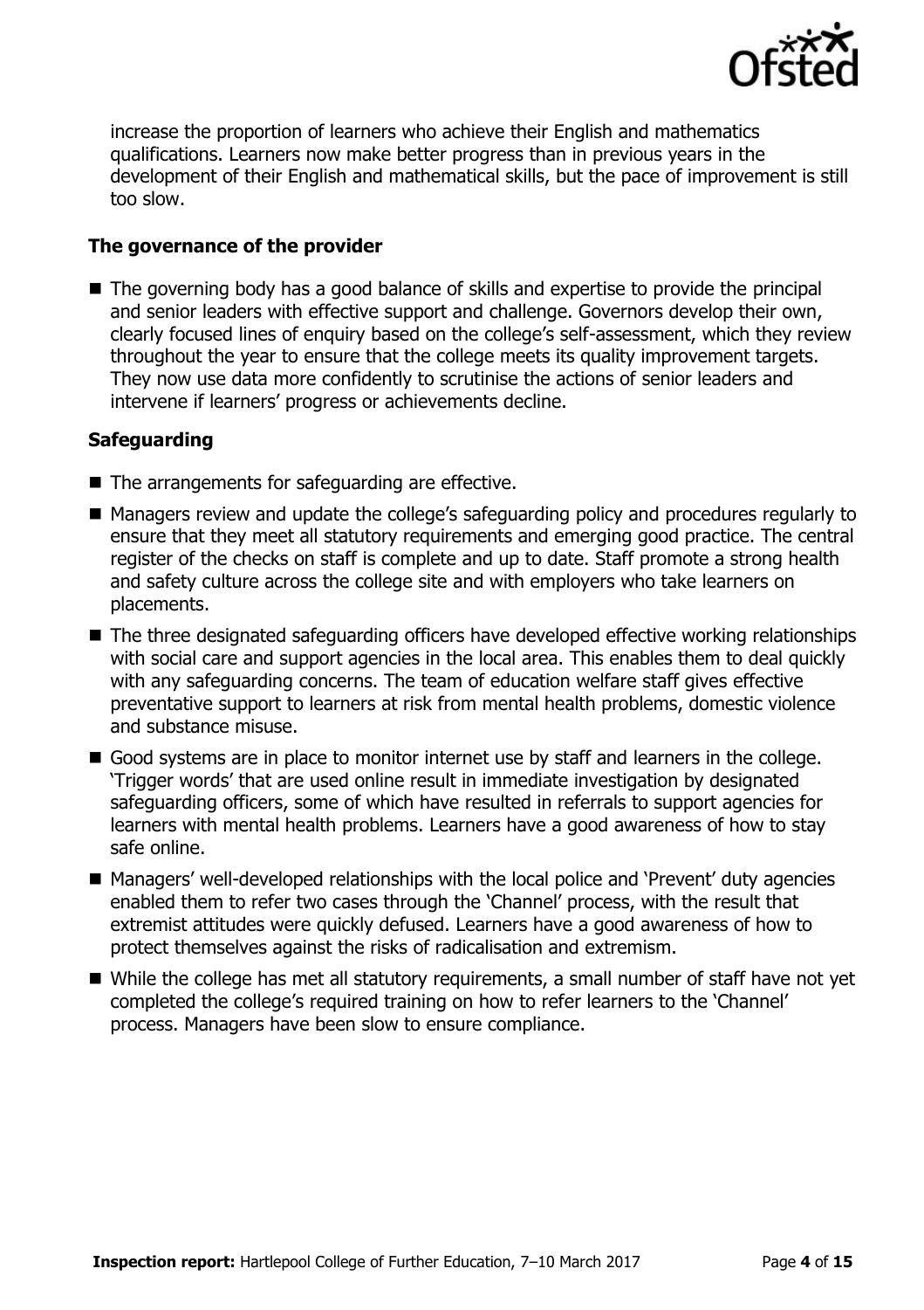increase the proportion of learners who achieve their English and mathematics qualifications. Learners now make better progress than in previous years in the development of their English and mathematical skills, but the pace of improvement is still too slow.

### The governance of the provider

- The governing body has a good balance of skills and expertise to provide the principal and senior leaders with effective support and challenge. Governors develop their own, clearly focused lines of enquiry based on the college's self-assessment, which they review throughout the year to ensure that the college meets its quality improvement targets. They now use data more confidently to scrutinise the actions of senior leaders and intervene if learners' progress or achievements decline.

### Safeguarding

- The arrangements for safeguarding are effective.
- Managers review and update the college's safeguarding policy and procedures regularly to ensure that they meet all statutory requirements and emerging good practice. The central register of the checks on staff is complete and up to date. Staff promote a strong health and safety culture across the college site and with employers who take learners on placements.
- The three designated safeguarding officers have developed effective working relationships with social care and support agencies in the local area. This enables them to deal quickly with any safeguarding concerns. The team of education welfare staff gives effective preventative support to learners at risk from mental health problems, domestic violence and substance misuse.
- Good systems are in place to monitor internet use by staff and learners in the college. 'Trigger words' that are used online result in immediate investigation by designated safeguarding officers, some of which have resulted in referrals to support agencies for learners with mental health problems. Learners have a good awareness of how to stay safe online.
- Managers' well-developed relationships with the local police and 'Prevent' duty agencies enabled them to refer two cases through the 'Channel' process, with the result that extremist attitudes were quickly defused. Learners have a good awareness of how to protect themselves against the risks of radicalisation and extremism.
- While the college has met all statutory requirements, a small number of staff have not yet completed the college's required training on how to refer learners to the 'Channel' process. Managers have been slow to ensure compliance.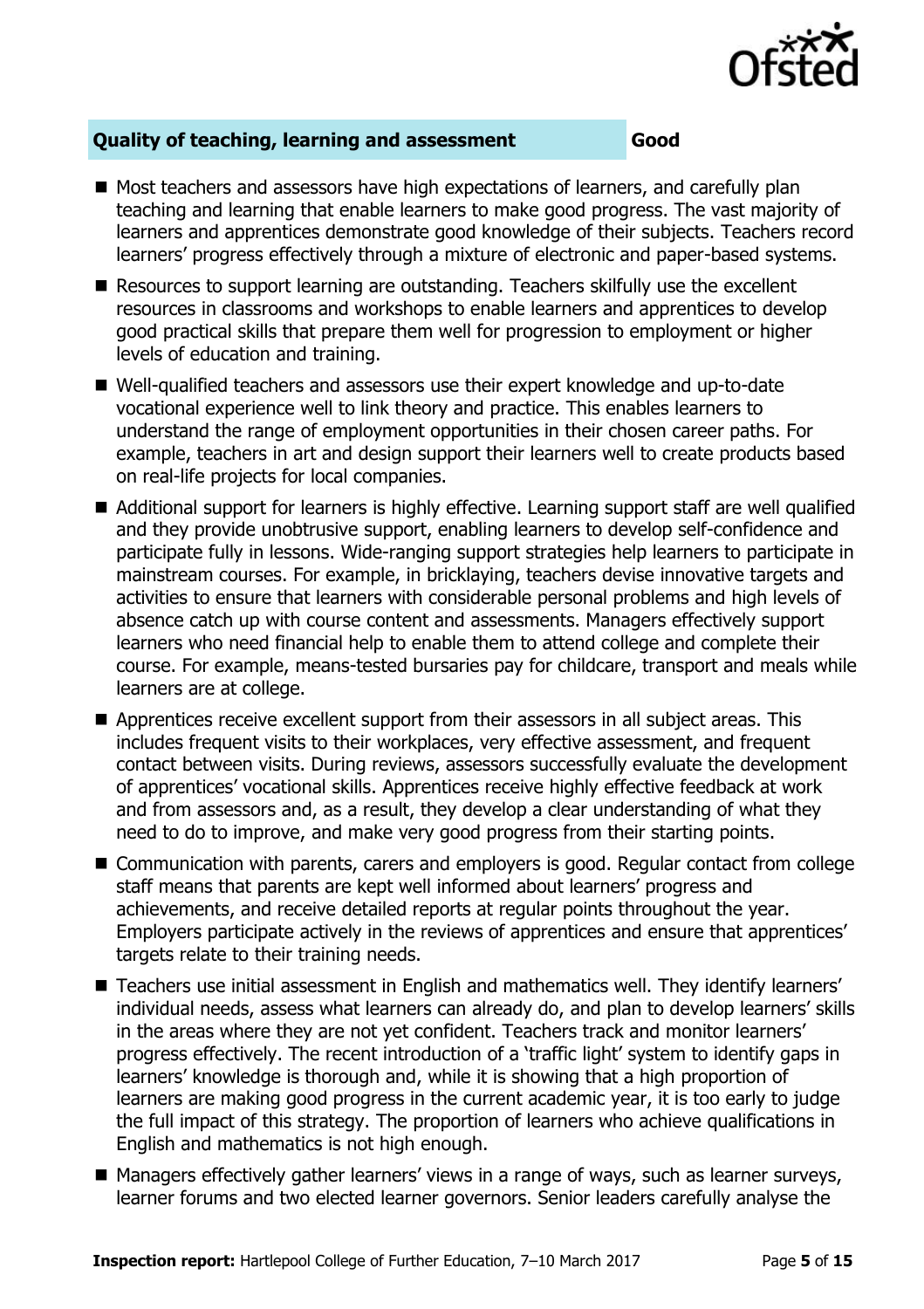## Quality of teaching, learning and assessment — Good

- Most teachers and assessors have high expectations of learners, and carefully plan teaching and learning that enable learners to make good progress. The vast majority of learners and apprentices demonstrate good knowledge of their subjects. Teachers record learners' progress effectively through a mixture of electronic and paper-based systems.
- Resources to support learning are outstanding. Teachers skilfully use the excellent resources in classrooms and workshops to enable learners and apprentices to develop good practical skills that prepare them well for progression to employment or higher levels of education and training.
- Well-qualified teachers and assessors use their expert knowledge and up-to-date vocational experience well to link theory and practice. This enables learners to understand the range of employment opportunities in their chosen career paths. For example, teachers in art and design support their learners well to create products based on real-life projects for local companies.
- Additional support for learners is highly effective. Learning support staff are well qualified and they provide unobtrusive support, enabling learners to develop self-confidence and participate fully in lessons. Wide-ranging support strategies help learners to participate in mainstream courses. For example, in bricklaying, teachers devise innovative targets and activities to ensure that learners with considerable personal problems and high levels of absence catch up with course content and assessments. Managers effectively support learners who need financial help to enable them to attend college and complete their course. For example, means-tested bursaries pay for childcare, transport and meals while learners are at college.
- Apprentices receive excellent support from their assessors in all subject areas. This includes frequent visits to their workplaces, very effective assessment, and frequent contact between visits. During reviews, assessors successfully evaluate the development of apprentices' vocational skills. Apprentices receive highly effective feedback at work and from assessors and, as a result, they develop a clear understanding of what they need to do to improve, and make very good progress from their starting points.
- Communication with parents, carers and employers is good. Regular contact from college staff means that parents are kept well informed about learners' progress and achievements, and receive detailed reports at regular points throughout the year. Employers participate actively in the reviews of apprentices and ensure that apprentices' targets relate to their training needs.
- Teachers use initial assessment in English and mathematics well. They identify learners' individual needs, assess what learners can already do, and plan to develop learners' skills in the areas where they are not yet confident. Teachers track and monitor learners' progress effectively. The recent introduction of a 'traffic light' system to identify gaps in learners' knowledge is thorough and, while it is showing that a high proportion of learners are making good progress in the current academic year, it is too early to judge the full impact of this strategy. The proportion of learners who achieve qualifications in English and mathematics is not high enough.
- Managers effectively gather learners' views in a range of ways, such as learner surveys, learner forums and two elected learner governors. Senior leaders carefully analyse the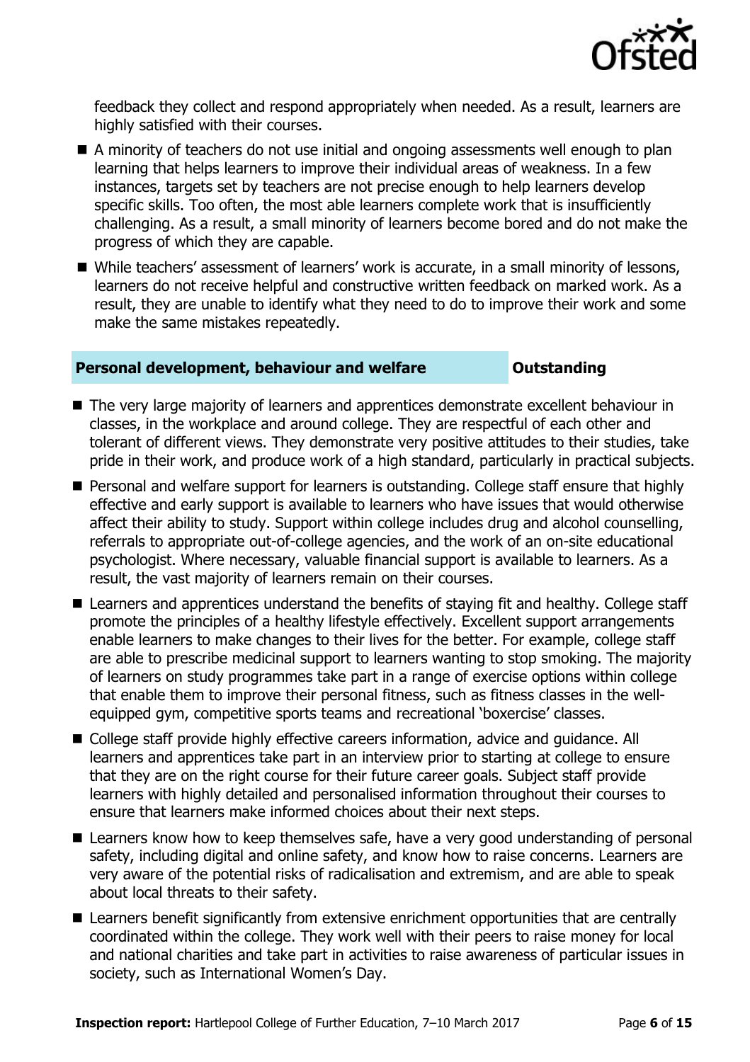feedback they collect and respond appropriately when needed. As a result, learners are highly satisfied with their courses.

- A minority of teachers do not use initial and ongoing assessments well enough to plan learning that helps learners to improve their individual areas of weakness. In a few instances, targets set by teachers are not precise enough to help learners develop specific skills. Too often, the most able learners complete work that is insufficiently challenging. As a result, a small minority of learners become bored and do not make the progress of which they are capable.
- While teachers' assessment of learners' work is accurate, in a small minority of lessons, learners do not receive helpful and constructive written feedback on marked work. As a result, they are unable to identify what they need to do to improve their work and some make the same mistakes repeatedly.

## Personal development, behaviour and welfare — Outstanding

- The very large majority of learners and apprentices demonstrate excellent behaviour in classes, in the workplace and around college. They are respectful of each other and tolerant of different views. They demonstrate very positive attitudes to their studies, take pride in their work, and produce work of a high standard, particularly in practical subjects.
- Personal and welfare support for learners is outstanding. College staff ensure that highly effective and early support is available to learners who have issues that would otherwise affect their ability to study. Support within college includes drug and alcohol counselling, referrals to appropriate out-of-college agencies, and the work of an on-site educational psychologist. Where necessary, valuable financial support is available to learners. As a result, the vast majority of learners remain on their courses.
- Learners and apprentices understand the benefits of staying fit and healthy. College staff promote the principles of a healthy lifestyle effectively. Excellent support arrangements enable learners to make changes to their lives for the better. For example, college staff are able to prescribe medicinal support to learners wanting to stop smoking. The majority of learners on study programmes take part in a range of exercise options within college that enable them to improve their personal fitness, such as fitness classes in the well-equipped gym, competitive sports teams and recreational 'boxercise' classes.
- College staff provide highly effective careers information, advice and guidance. All learners and apprentices take part in an interview prior to starting at college to ensure that they are on the right course for their future career goals. Subject staff provide learners with highly detailed and personalised information throughout their courses to ensure that learners make informed choices about their next steps.
- Learners know how to keep themselves safe, have a very good understanding of personal safety, including digital and online safety, and know how to raise concerns. Learners are very aware of the potential risks of radicalisation and extremism, and are able to speak about local threats to their safety.
- Learners benefit significantly from extensive enrichment opportunities that are centrally coordinated within the college. They work well with their peers to raise money for local and national charities and take part in activities to raise awareness of particular issues in society, such as International Women's Day.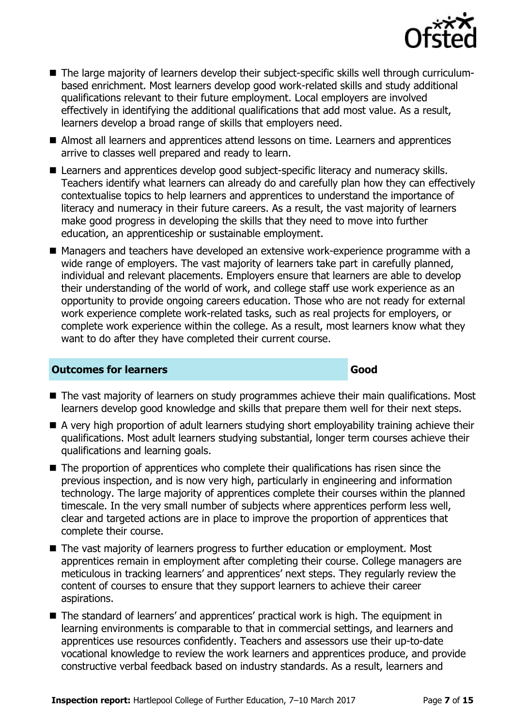- The large majority of learners develop their subject-specific skills well through curriculum-based enrichment. Most learners develop good work-related skills and study additional qualifications relevant to their future employment. Local employers are involved effectively in identifying the additional qualifications that add most value. As a result, learners develop a broad range of skills that employers need.
- Almost all learners and apprentices attend lessons on time. Learners and apprentices arrive to classes well prepared and ready to learn.
- Learners and apprentices develop good subject-specific literacy and numeracy skills. Teachers identify what learners can already do and carefully plan how they can effectively contextualise topics to help learners and apprentices to understand the importance of literacy and numeracy in their future careers. As a result, the vast majority of learners make good progress in developing the skills that they need to move into further education, an apprenticeship or sustainable employment.
- Managers and teachers have developed an extensive work-experience programme with a wide range of employers. The vast majority of learners take part in carefully planned, individual and relevant placements. Employers ensure that learners are able to develop their understanding of the world of work, and college staff use work experience as an opportunity to provide ongoing careers education. Those who are not ready for external work experience complete work-related tasks, such as real projects for employers, or complete work experience within the college. As a result, most learners know what they want to do after they have completed their current course.

## Outcomes for learners — Good

- The vast majority of learners on study programmes achieve their main qualifications. Most learners develop good knowledge and skills that prepare them well for their next steps.
- A very high proportion of adult learners studying short employability training achieve their qualifications. Most adult learners studying substantial, longer term courses achieve their qualifications and learning goals.
- The proportion of apprentices who complete their qualifications has risen since the previous inspection, and is now very high, particularly in engineering and information technology. The large majority of apprentices complete their courses within the planned timescale. In the very small number of subjects where apprentices perform less well, clear and targeted actions are in place to improve the proportion of apprentices that complete their course.
- The vast majority of learners progress to further education or employment. Most apprentices remain in employment after completing their course. College managers are meticulous in tracking learners' and apprentices' next steps. They regularly review the content of courses to ensure that they support learners to achieve their career aspirations.
- The standard of learners' and apprentices' practical work is high. The equipment in learning environments is comparable to that in commercial settings, and learners and apprentices use resources confidently. Teachers and assessors use their up-to-date vocational knowledge to review the work learners and apprentices produce, and provide constructive verbal feedback based on industry standards. As a result, learners and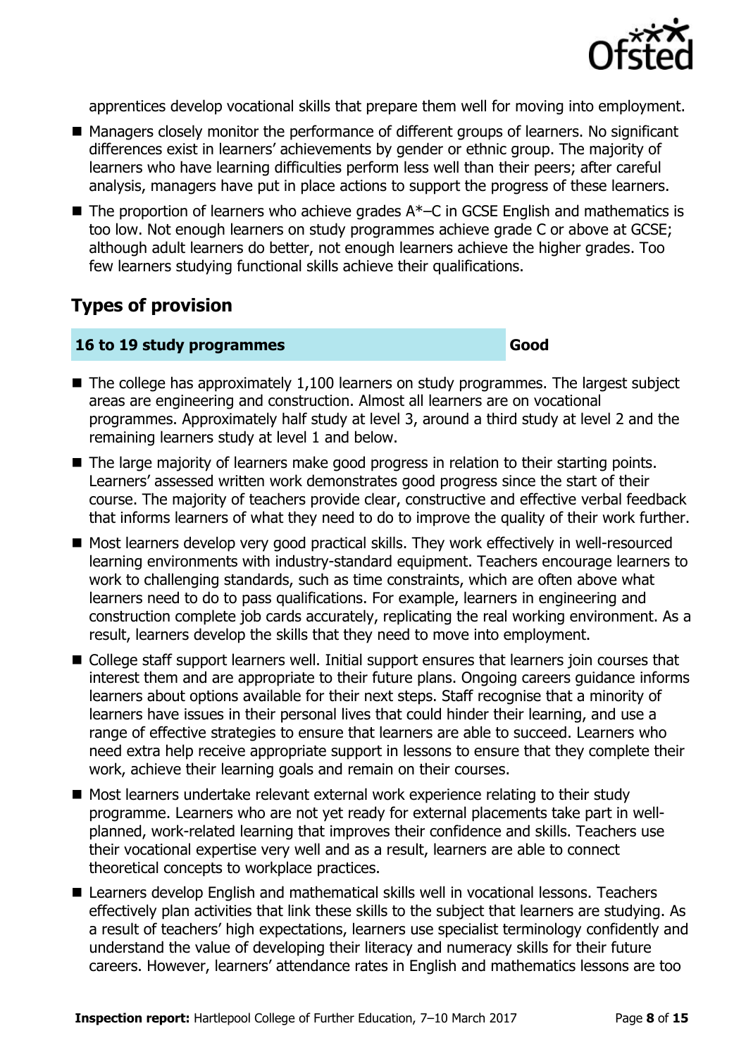apprentices develop vocational skills that prepare them well for moving into employment.

- Managers closely monitor the performance of different groups of learners. No significant differences exist in learners' achievements by gender or ethnic group. The majority of learners who have learning difficulties perform less well than their peers; after careful analysis, managers have put in place actions to support the progress of these learners.
- The proportion of learners who achieve grades A*–C in GCSE English and mathematics is too low. Not enough learners on study programmes achieve grade C or above at GCSE; although adult learners do better, not enough learners achieve the higher grades. Too few learners studying functional skills achieve their qualifications.

## Types of provision

| 16 to 19 study programmes | Good |
|---|---|

- The college has approximately 1,100 learners on study programmes. The largest subject areas are engineering and construction. Almost all learners are on vocational programmes. Approximately half study at level 3, around a third study at level 2 and the remaining learners study at level 1 and below.
- The large majority of learners make good progress in relation to their starting points. Learners' assessed written work demonstrates good progress since the start of their course. The majority of teachers provide clear, constructive and effective verbal feedback that informs learners of what they need to do to improve the quality of their work further.
- Most learners develop very good practical skills. They work effectively in well-resourced learning environments with industry-standard equipment. Teachers encourage learners to work to challenging standards, such as time constraints, which are often above what learners need to do to pass qualifications. For example, learners in engineering and construction complete job cards accurately, replicating the real working environment. As a result, learners develop the skills that they need to move into employment.
- College staff support learners well. Initial support ensures that learners join courses that interest them and are appropriate to their future plans. Ongoing careers guidance informs learners about options available for their next steps. Staff recognise that a minority of learners have issues in their personal lives that could hinder their learning, and use a range of effective strategies to ensure that learners are able to succeed. Learners who need extra help receive appropriate support in lessons to ensure that they complete their work, achieve their learning goals and remain on their courses.
- Most learners undertake relevant external work experience relating to their study programme. Learners who are not yet ready for external placements take part in well-planned, work-related learning that improves their confidence and skills. Teachers use their vocational expertise very well and as a result, learners are able to connect theoretical concepts to workplace practices.
- Learners develop English and mathematical skills well in vocational lessons. Teachers effectively plan activities that link these skills to the subject that learners are studying. As a result of teachers' high expectations, learners use specialist terminology confidently and understand the value of developing their literacy and numeracy skills for their future careers. However, learners' attendance rates in English and mathematics lessons are too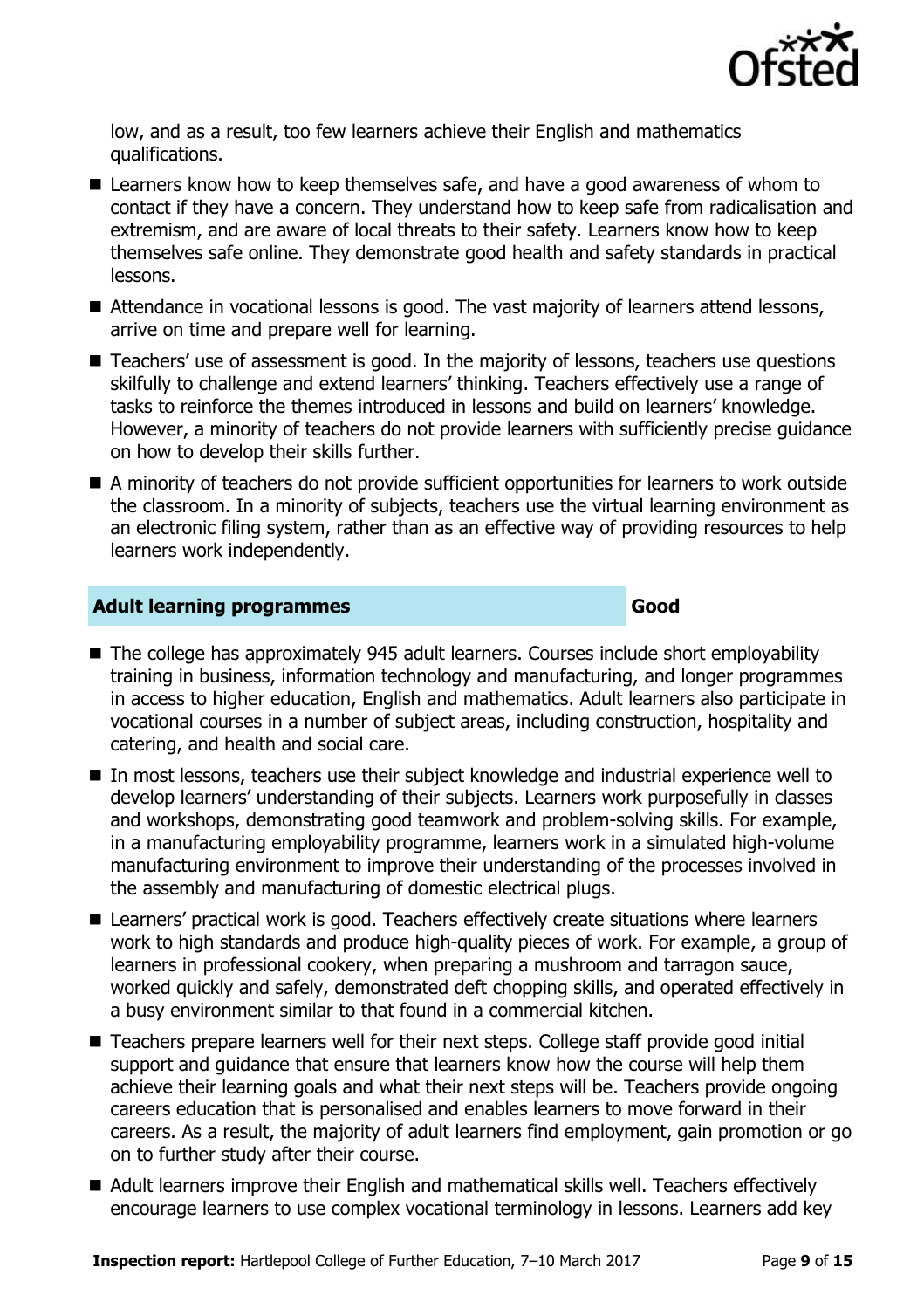low, and as a result, too few learners achieve their English and mathematics qualifications.

- Learners know how to keep themselves safe, and have a good awareness of whom to contact if they have a concern. They understand how to keep safe from radicalisation and extremism, and are aware of local threats to their safety. Learners know how to keep themselves safe online. They demonstrate good health and safety standards in practical lessons.
- Attendance in vocational lessons is good. The vast majority of learners attend lessons, arrive on time and prepare well for learning.
- Teachers' use of assessment is good. In the majority of lessons, teachers use questions skilfully to challenge and extend learners' thinking. Teachers effectively use a range of tasks to reinforce the themes introduced in lessons and build on learners' knowledge. However, a minority of teachers do not provide learners with sufficiently precise guidance on how to develop their skills further.
- A minority of teachers do not provide sufficient opportunities for learners to work outside the classroom. In a minority of subjects, teachers use the virtual learning environment as an electronic filing system, rather than as an effective way of providing resources to help learners work independently.

| **Adult learning programmes** | **Good** |
| --- | --- |

- The college has approximately 945 adult learners. Courses include short employability training in business, information technology and manufacturing, and longer programmes in access to higher education, English and mathematics. Adult learners also participate in vocational courses in a number of subject areas, including construction, hospitality and catering, and health and social care.
- In most lessons, teachers use their subject knowledge and industrial experience well to develop learners' understanding of their subjects. Learners work purposefully in classes and workshops, demonstrating good teamwork and problem-solving skills. For example, in a manufacturing employability programme, learners work in a simulated high-volume manufacturing environment to improve their understanding of the processes involved in the assembly and manufacturing of domestic electrical plugs.
- Learners' practical work is good. Teachers effectively create situations where learners work to high standards and produce high-quality pieces of work. For example, a group of learners in professional cookery, when preparing a mushroom and tarragon sauce, worked quickly and safely, demonstrated deft chopping skills, and operated effectively in a busy environment similar to that found in a commercial kitchen.
- Teachers prepare learners well for their next steps. College staff provide good initial support and guidance that ensure that learners know how the course will help them achieve their learning goals and what their next steps will be. Teachers provide ongoing careers education that is personalised and enables learners to move forward in their careers. As a result, the majority of adult learners find employment, gain promotion or go on to further study after their course.
- Adult learners improve their English and mathematical skills well. Teachers effectively encourage learners to use complex vocational terminology in lessons. Learners add key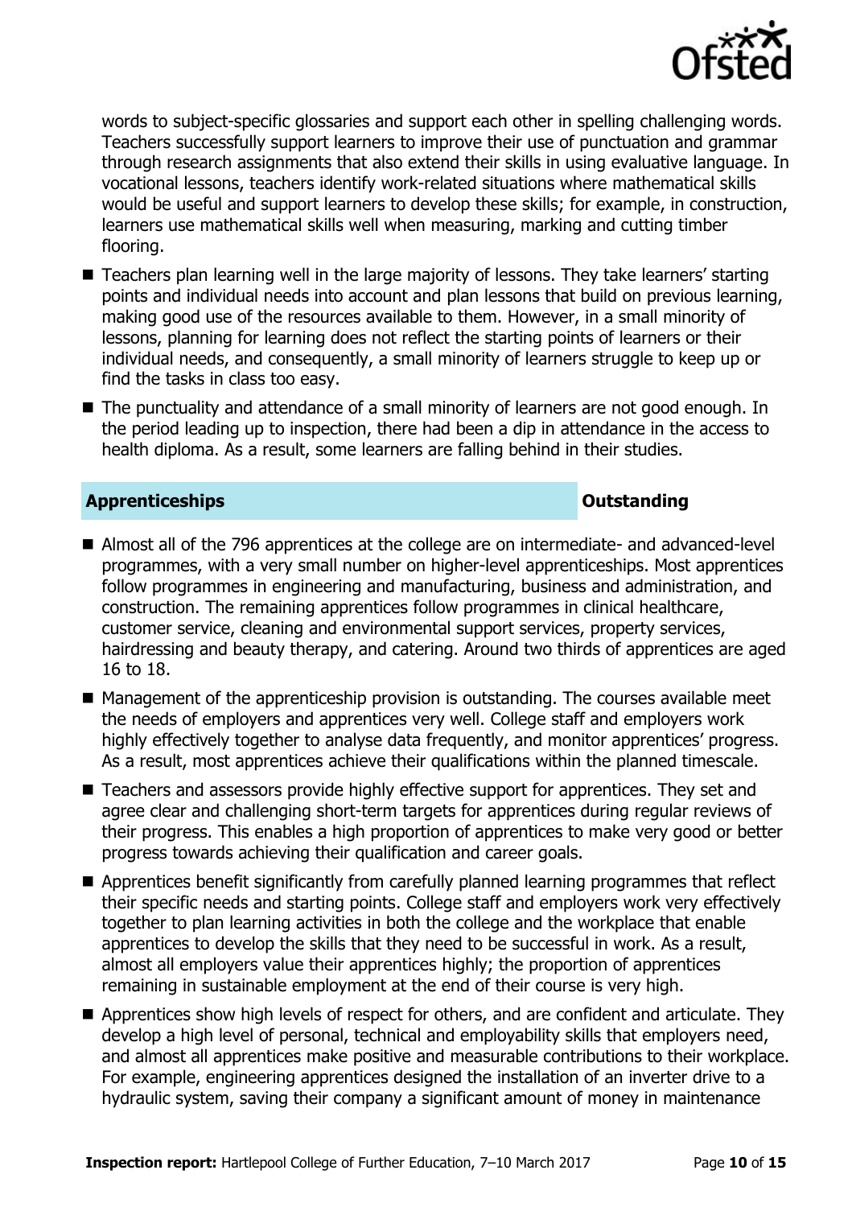words to subject-specific glossaries and support each other in spelling challenging words. Teachers successfully support learners to improve their use of punctuation and grammar through research assignments that also extend their skills in using evaluative language. In vocational lessons, teachers identify work-related situations where mathematical skills would be useful and support learners to develop these skills; for example, in construction, learners use mathematical skills well when measuring, marking and cutting timber flooring.

- Teachers plan learning well in the large majority of lessons. They take learners' starting points and individual needs into account and plan lessons that build on previous learning, making good use of the resources available to them. However, in a small minority of lessons, planning for learning does not reflect the starting points of learners or their individual needs, and consequently, a small minority of learners struggle to keep up or find the tasks in class too easy.
- The punctuality and attendance of a small minority of learners are not good enough. In the period leading up to inspection, there had been a dip in attendance in the access to health diploma. As a result, some learners are falling behind in their studies.

## Apprenticeships — Outstanding

- Almost all of the 796 apprentices at the college are on intermediate- and advanced-level programmes, with a very small number on higher-level apprenticeships. Most apprentices follow programmes in engineering and manufacturing, business and administration, and construction. The remaining apprentices follow programmes in clinical healthcare, customer service, cleaning and environmental support services, property services, hairdressing and beauty therapy, and catering. Around two thirds of apprentices are aged 16 to 18.
- Management of the apprenticeship provision is outstanding. The courses available meet the needs of employers and apprentices very well. College staff and employers work highly effectively together to analyse data frequently, and monitor apprentices' progress. As a result, most apprentices achieve their qualifications within the planned timescale.
- Teachers and assessors provide highly effective support for apprentices. They set and agree clear and challenging short-term targets for apprentices during regular reviews of their progress. This enables a high proportion of apprentices to make very good or better progress towards achieving their qualification and career goals.
- Apprentices benefit significantly from carefully planned learning programmes that reflect their specific needs and starting points. College staff and employers work very effectively together to plan learning activities in both the college and the workplace that enable apprentices to develop the skills that they need to be successful in work. As a result, almost all employers value their apprentices highly; the proportion of apprentices remaining in sustainable employment at the end of their course is very high.
- Apprentices show high levels of respect for others, and are confident and articulate. They develop a high level of personal, technical and employability skills that employers need, and almost all apprentices make positive and measurable contributions to their workplace. For example, engineering apprentices designed the installation of an inverter drive to a hydraulic system, saving their company a significant amount of money in maintenance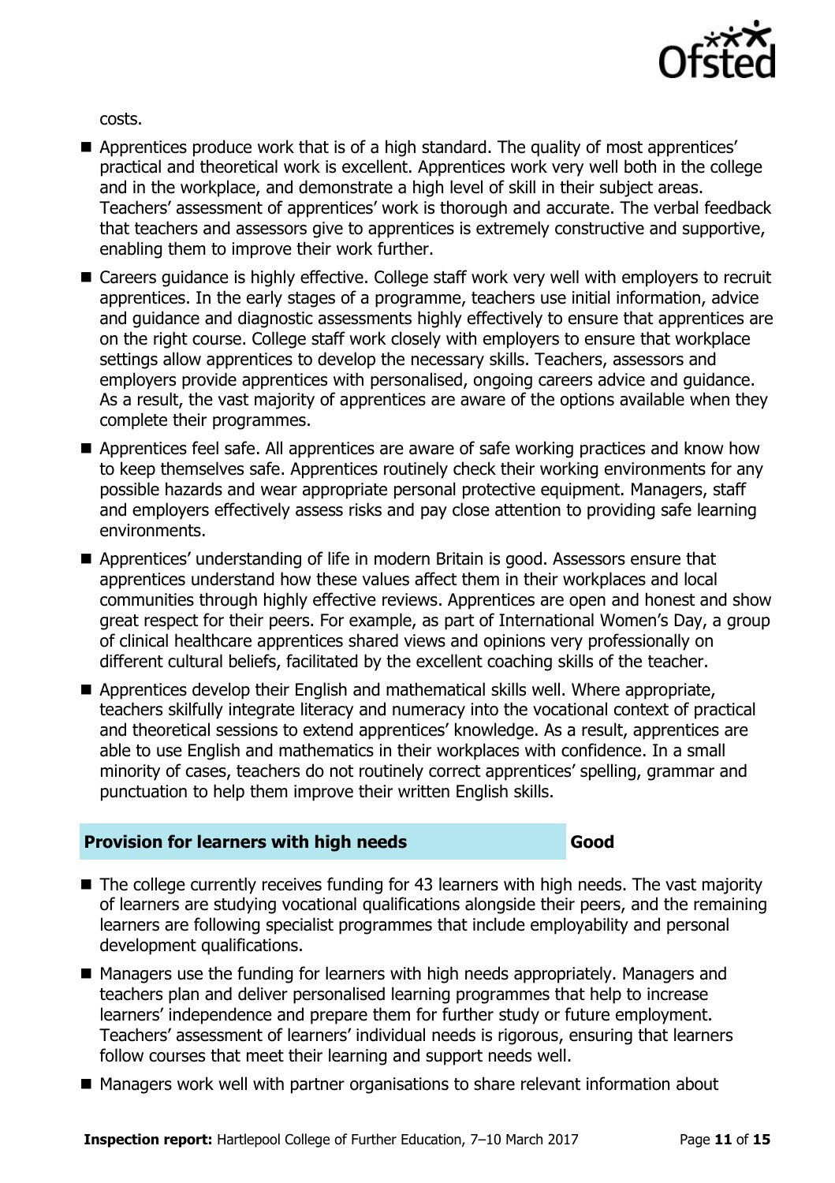costs.

- Apprentices produce work that is of a high standard. The quality of most apprentices' practical and theoretical work is excellent. Apprentices work very well both in the college and in the workplace, and demonstrate a high level of skill in their subject areas. Teachers' assessment of apprentices' work is thorough and accurate. The verbal feedback that teachers and assessors give to apprentices is extremely constructive and supportive, enabling them to improve their work further.
- Careers guidance is highly effective. College staff work very well with employers to recruit apprentices. In the early stages of a programme, teachers use initial information, advice and guidance and diagnostic assessments highly effectively to ensure that apprentices are on the right course. College staff work closely with employers to ensure that workplace settings allow apprentices to develop the necessary skills. Teachers, assessors and employers provide apprentices with personalised, ongoing careers advice and guidance. As a result, the vast majority of apprentices are aware of the options available when they complete their programmes.
- Apprentices feel safe. All apprentices are aware of safe working practices and know how to keep themselves safe. Apprentices routinely check their working environments for any possible hazards and wear appropriate personal protective equipment. Managers, staff and employers effectively assess risks and pay close attention to providing safe learning environments.
- Apprentices' understanding of life in modern Britain is good. Assessors ensure that apprentices understand how these values affect them in their workplaces and local communities through highly effective reviews. Apprentices are open and honest and show great respect for their peers. For example, as part of International Women's Day, a group of clinical healthcare apprentices shared views and opinions very professionally on different cultural beliefs, facilitated by the excellent coaching skills of the teacher.
- Apprentices develop their English and mathematical skills well. Where appropriate, teachers skilfully integrate literacy and numeracy into the vocational context of practical and theoretical sessions to extend apprentices' knowledge. As a result, apprentices are able to use English and mathematics in their workplaces with confidence. In a small minority of cases, teachers do not routinely correct apprentices' spelling, grammar and punctuation to help them improve their written English skills.

## Provision for learners with high needs — Good

- The college currently receives funding for 43 learners with high needs. The vast majority of learners are studying vocational qualifications alongside their peers, and the remaining learners are following specialist programmes that include employability and personal development qualifications.
- Managers use the funding for learners with high needs appropriately. Managers and teachers plan and deliver personalised learning programmes that help to increase learners' independence and prepare them for further study or future employment. Teachers' assessment of learners' individual needs is rigorous, ensuring that learners follow courses that meet their learning and support needs well.
- Managers work well with partner organisations to share relevant information about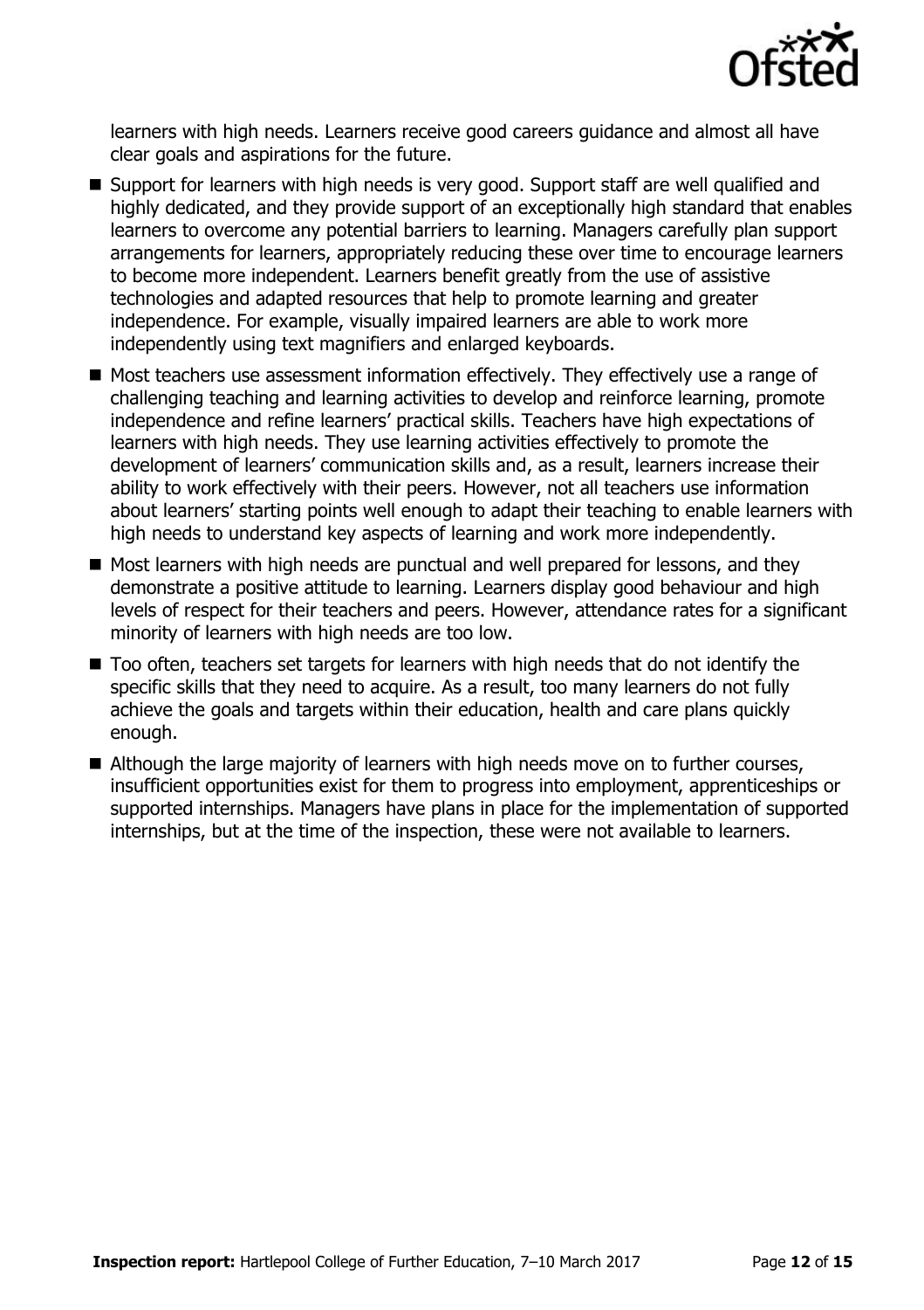learners with high needs. Learners receive good careers guidance and almost all have clear goals and aspirations for the future.

- Support for learners with high needs is very good. Support staff are well qualified and highly dedicated, and they provide support of an exceptionally high standard that enables learners to overcome any potential barriers to learning. Managers carefully plan support arrangements for learners, appropriately reducing these over time to encourage learners to become more independent. Learners benefit greatly from the use of assistive technologies and adapted resources that help to promote learning and greater independence. For example, visually impaired learners are able to work more independently using text magnifiers and enlarged keyboards.
- Most teachers use assessment information effectively. They effectively use a range of challenging teaching and learning activities to develop and reinforce learning, promote independence and refine learners' practical skills. Teachers have high expectations of learners with high needs. They use learning activities effectively to promote the development of learners' communication skills and, as a result, learners increase their ability to work effectively with their peers. However, not all teachers use information about learners' starting points well enough to adapt their teaching to enable learners with high needs to understand key aspects of learning and work more independently.
- Most learners with high needs are punctual and well prepared for lessons, and they demonstrate a positive attitude to learning. Learners display good behaviour and high levels of respect for their teachers and peers. However, attendance rates for a significant minority of learners with high needs are too low.
- Too often, teachers set targets for learners with high needs that do not identify the specific skills that they need to acquire. As a result, too many learners do not fully achieve the goals and targets within their education, health and care plans quickly enough.
- Although the large majority of learners with high needs move on to further courses, insufficient opportunities exist for them to progress into employment, apprenticeships or supported internships. Managers have plans in place for the implementation of supported internships, but at the time of the inspection, these were not available to learners.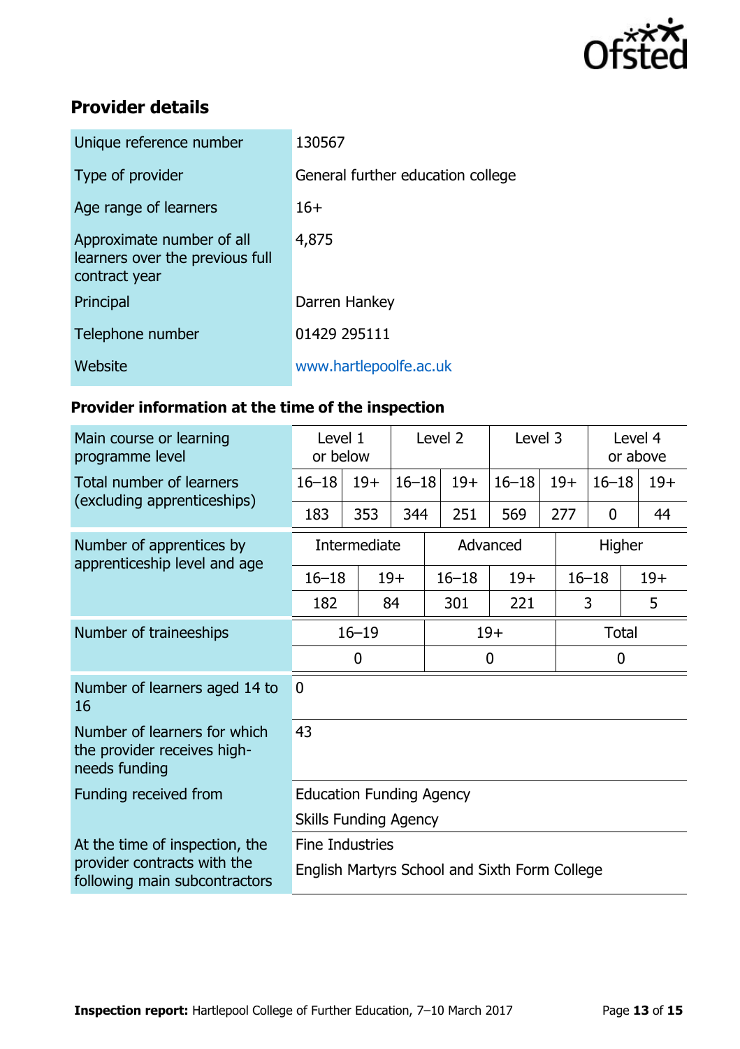## Provider details

| | |
|---|---|
| Unique reference number | 130567 |
| Type of provider | General further education college |
| Age range of learners | 16+ |
| Approximate number of all learners over the previous full contract year | 4,875 |
| Principal | Darren Hankey |
| Telephone number | 01429 295111 |
| Website | www.hartlepoolfe.ac.uk |

### Provider information at the time of the inspection

| Main course or learning programme level | Level 1 or below | | Level 2 | | Level 3 | | Level 4 or above | |
|---|---|---|---|---|---|---|---|---|
| Total number of learners (excluding apprenticeships) | 16–18 | 19+ | 16–18 | 19+ | 16–18 | 19+ | 16–18 | 19+ |
| | 183 | 353 | 344 | 251 | 569 | 277 | 0 | 44 |

| Number of apprentices by apprenticeship level and age | Intermediate | | Advanced | | Higher | |
|---|---|---|---|---|---|---|
| | 16–18 | 19+ | 16–18 | 19+ | 16–18 | 19+ |
| | 182 | 84 | 301 | 221 | 3 | 5 |

| Number of traineeships | 16–19 | 19+ | Total |
|---|---|---|---|
| | 0 | 0 | 0 |

| | |
|---|---|
| Number of learners aged 14 to 16 | 0 |
| Number of learners for which the provider receives high-needs funding | 43 |
| Funding received from | Education Funding Agency<br>Skills Funding Agency |
| At the time of inspection, the provider contracts with the following main subcontractors | Fine Industries<br>English Martyrs School and Sixth Form College |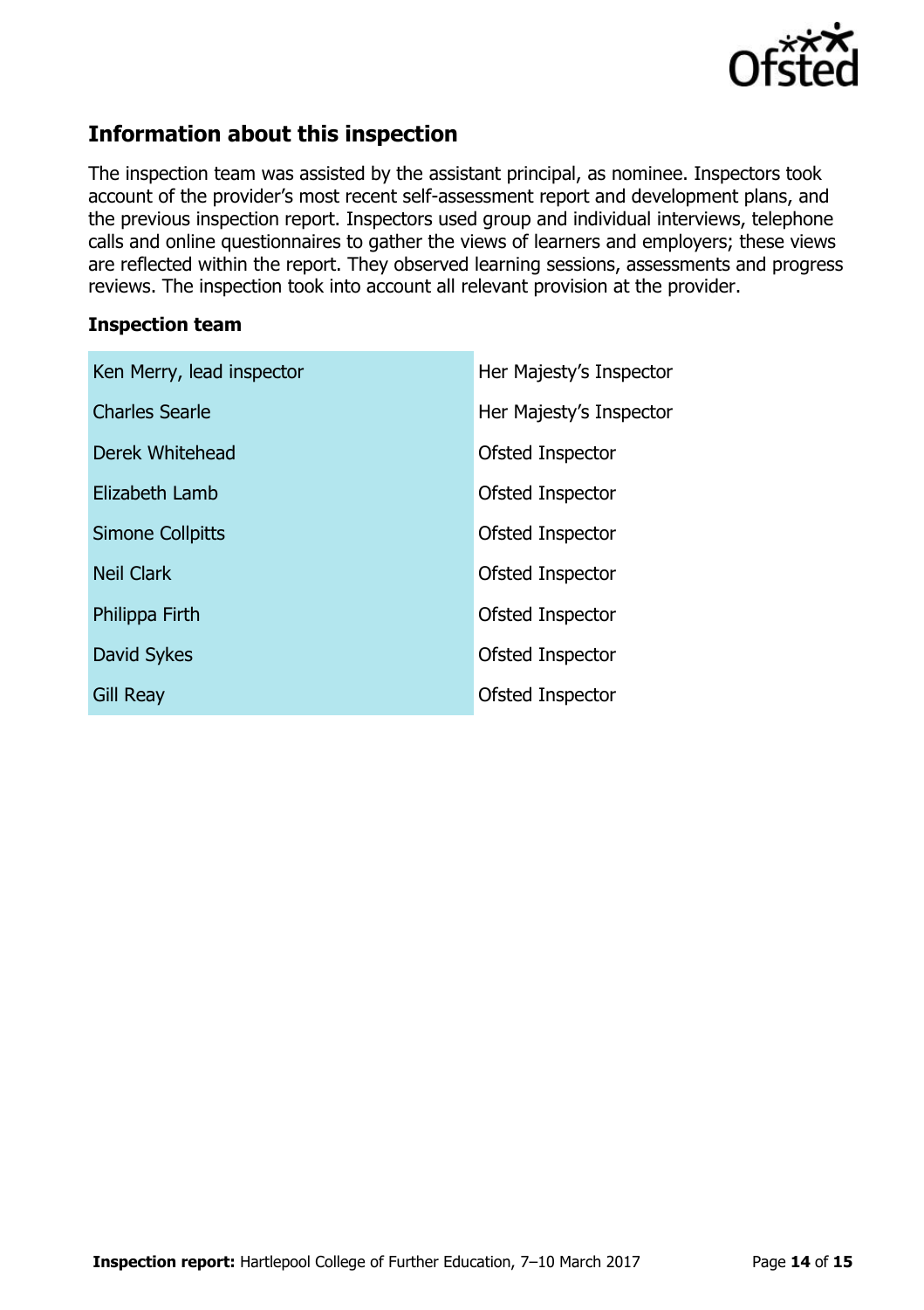## Information about this inspection

The inspection team was assisted by the assistant principal, as nominee. Inspectors took account of the provider's most recent self-assessment report and development plans, and the previous inspection report. Inspectors used group and individual interviews, telephone calls and online questionnaires to gather the views of learners and employers; these views are reflected within the report. They observed learning sessions, assessments and progress reviews. The inspection took into account all relevant provision at the provider.

### Inspection team

| | |
|---|---|
| Ken Merry, lead inspector | Her Majesty's Inspector |
| Charles Searle | Her Majesty's Inspector |
| Derek Whitehead | Ofsted Inspector |
| Elizabeth Lamb | Ofsted Inspector |
| Simone Collpitts | Ofsted Inspector |
| Neil Clark | Ofsted Inspector |
| Philippa Firth | Ofsted Inspector |
| David Sykes | Ofsted Inspector |
| Gill Reay | Ofsted Inspector |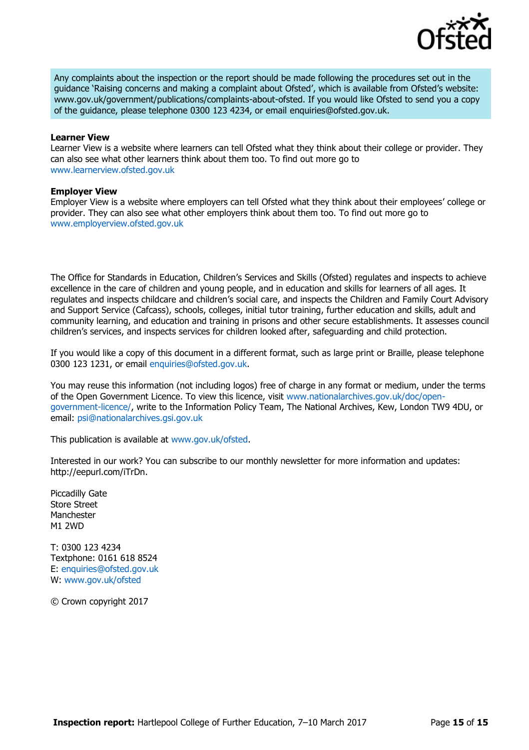Any complaints about the inspection or the report should be made following the procedures set out in the guidance 'Raising concerns and making a complaint about Ofsted', which is available from Ofsted's website: www.gov.uk/government/publications/complaints-about-ofsted. If you would like Ofsted to send you a copy of the guidance, please telephone 0300 123 4234, or email enquiries@ofsted.gov.uk.

**Learner View**
Learner View is a website where learners can tell Ofsted what they think about their college or provider. They can also see what other learners think about them too. To find out more go to www.learnerview.ofsted.gov.uk

**Employer View**
Employer View is a website where employers can tell Ofsted what they think about their employees' college or provider. They can also see what other employers think about them too. To find out more go to www.employerview.ofsted.gov.uk

The Office for Standards in Education, Children's Services and Skills (Ofsted) regulates and inspects to achieve excellence in the care of children and young people, and in education and skills for learners of all ages. It regulates and inspects childcare and children's social care, and inspects the Children and Family Court Advisory and Support Service (Cafcass), schools, colleges, initial tutor training, further education and skills, adult and community learning, and education and training in prisons and other secure establishments. It assesses council children's services, and inspects services for children looked after, safeguarding and child protection.

If you would like a copy of this document in a different format, such as large print or Braille, please telephone 0300 123 1231, or email enquiries@ofsted.gov.uk.

You may reuse this information (not including logos) free of charge in any format or medium, under the terms of the Open Government Licence. To view this licence, visit www.nationalarchives.gov.uk/doc/open-government-licence/, write to the Information Policy Team, The National Archives, Kew, London TW9 4DU, or email: psi@nationalarchives.gsi.gov.uk

This publication is available at www.gov.uk/ofsted.

Interested in our work? You can subscribe to our monthly newsletter for more information and updates: http://eepurl.com/iTrDn.

Piccadilly Gate
Store Street
Manchester
M1 2WD

T: 0300 123 4234
Textphone: 0161 618 8524
E: enquiries@ofsted.gov.uk
W: www.gov.uk/ofsted

© Crown copyright 2017